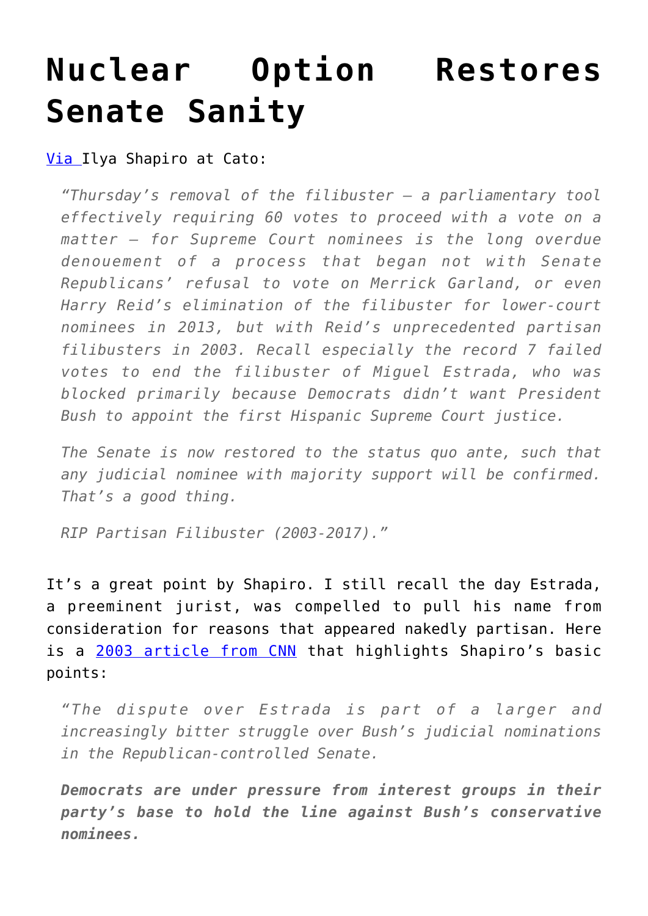# Nuclear Option Restores Senate Sanity

[Via ]Ilya Shapiro at Cato:

> *"Thursday's removal of the filibuster — a parliamentary tool effectively requiring 60 votes to proceed with a vote on a matter — for Supreme Court nominees is the long overdue denouement of a process that began not with Senate Republicans' refusal to vote on Merrick Garland, or even Harry Reid's elimination of the filibuster for lower-court nominees in 2013, but with Reid's unprecedented partisan filibusters in 2003. Recall especially the record 7 failed votes to end the filibuster of Miguel Estrada, who was blocked primarily because Democrats didn't want President Bush to appoint the first Hispanic Supreme Court justice.*
>
> *The Senate is now restored to the status quo ante, such that any judicial nominee with majority support will be confirmed. That's a good thing.*
>
> *RIP Partisan Filibuster (2003-2017)."*

It's a great point by Shapiro. I still recall the day Estrada, a preeminent jurist, was compelled to pull his name from consideration for reasons that appeared nakedly partisan. Here is a [2003 article from CNN] that highlights Shapiro's basic points:

> *"The dispute over Estrada is part of a larger and increasingly bitter struggle over Bush's judicial nominations in the Republican-controlled Senate.*
>
> ***Democrats are under pressure from interest groups in their party's base to hold the line against Bush's conservative nominees.***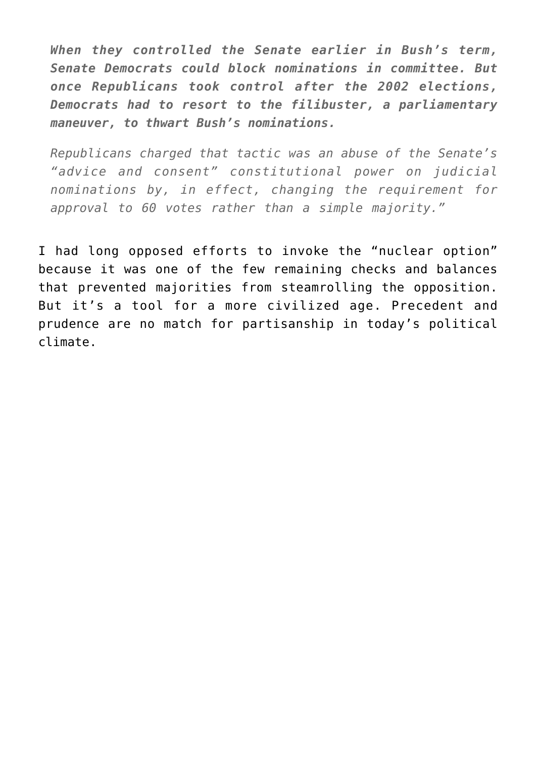> ***When they controlled the Senate earlier in Bush's term, Senate Democrats could block nominations in committee. But once Republicans took control after the 2002 elections, Democrats had to resort to the filibuster, a parliamentary maneuver, to thwart Bush's nominations.***
>
> *Republicans charged that tactic was an abuse of the Senate's "advice and consent" constitutional power on judicial nominations by, in effect, changing the requirement for approval to 60 votes rather than a simple majority."*

I had long opposed efforts to invoke the "nuclear option" because it was one of the few remaining checks and balances that prevented majorities from steamrolling the opposition. But it's a tool for a more civilized age. Precedent and prudence are no match for partisanship in today's political climate.